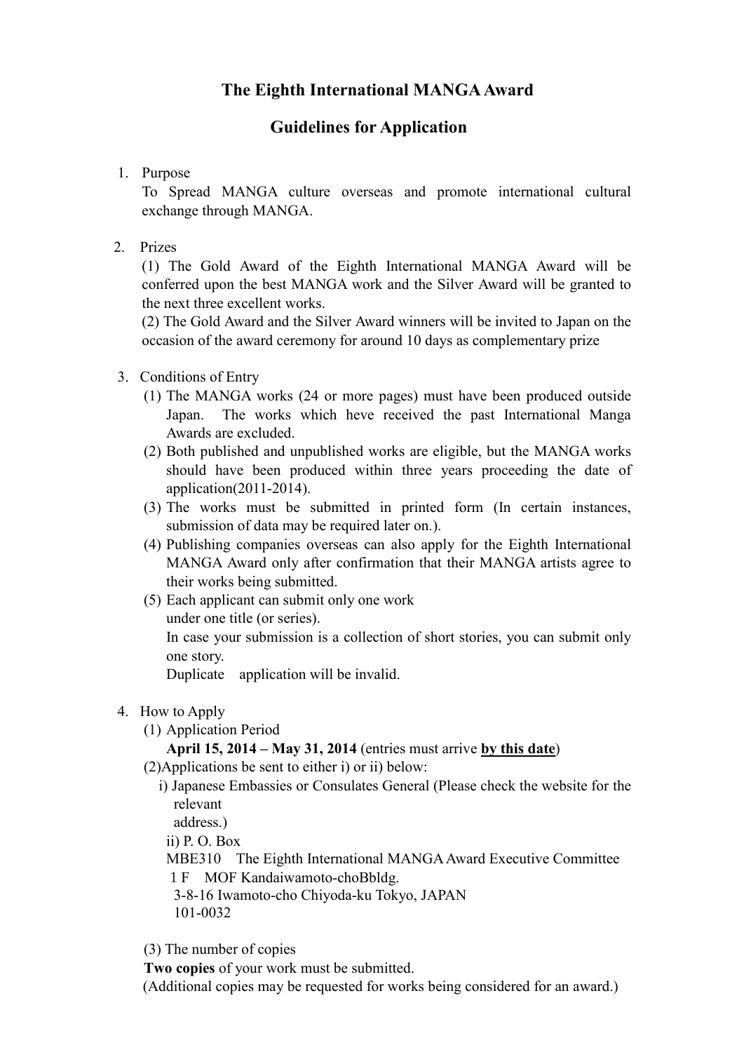# The Eighth International MANGA Award

## Guidelines for Application

1. Purpose

   To Spread MANGA culture overseas and promote international cultural exchange through MANGA.

2. Prizes

   (1) The Gold Award of the Eighth International MANGA Award will be conferred upon the best MANGA work and the Silver Award will be granted to the next three excellent works.

   (2) The Gold Award and the Silver Award winners will be invited to Japan on the occasion of the award ceremony for around 10 days as complementary prize

3. Conditions of Entry

   (1) The MANGA works (24 or more pages) must have been produced outside Japan. The works which heve received the past International Manga Awards are excluded.

   (2) Both published and unpublished works are eligible, but the MANGA works should have been produced within three years proceeding the date of application(2011-2014).

   (3) The works must be submitted in printed form (In certain instances, submission of data may be required later on.).

   (4) Publishing companies overseas can also apply for the Eighth International MANGA Award only after confirmation that their MANGA artists agree to their works being submitted.

   (5) Each applicant can submit only one work under one title (or series).
   In case your submission is a collection of short stories, you can submit only one story.
   Duplicate application will be invalid.

4. How to Apply

   (1) Application Period

   **April 15, 2014 – May 31, 2014** (entries must arrive **by this date**)

   (2)Applications be sent to either i) or ii) below:

   i) Japanese Embassies or Consulates General (Please check the website for the relevant address.)

   ii) P. O. Box
   MBE310 The Eighth International MANGA Award Executive Committee
   1 F MOF Kandaiwamoto-choBbldg.
   3-8-16 Iwamoto-cho Chiyoda-ku Tokyo, JAPAN
   101-0032

   (3) The number of copies

   **Two copies** of your work must be submitted.
   (Additional copies may be requested for works being considered for an award.)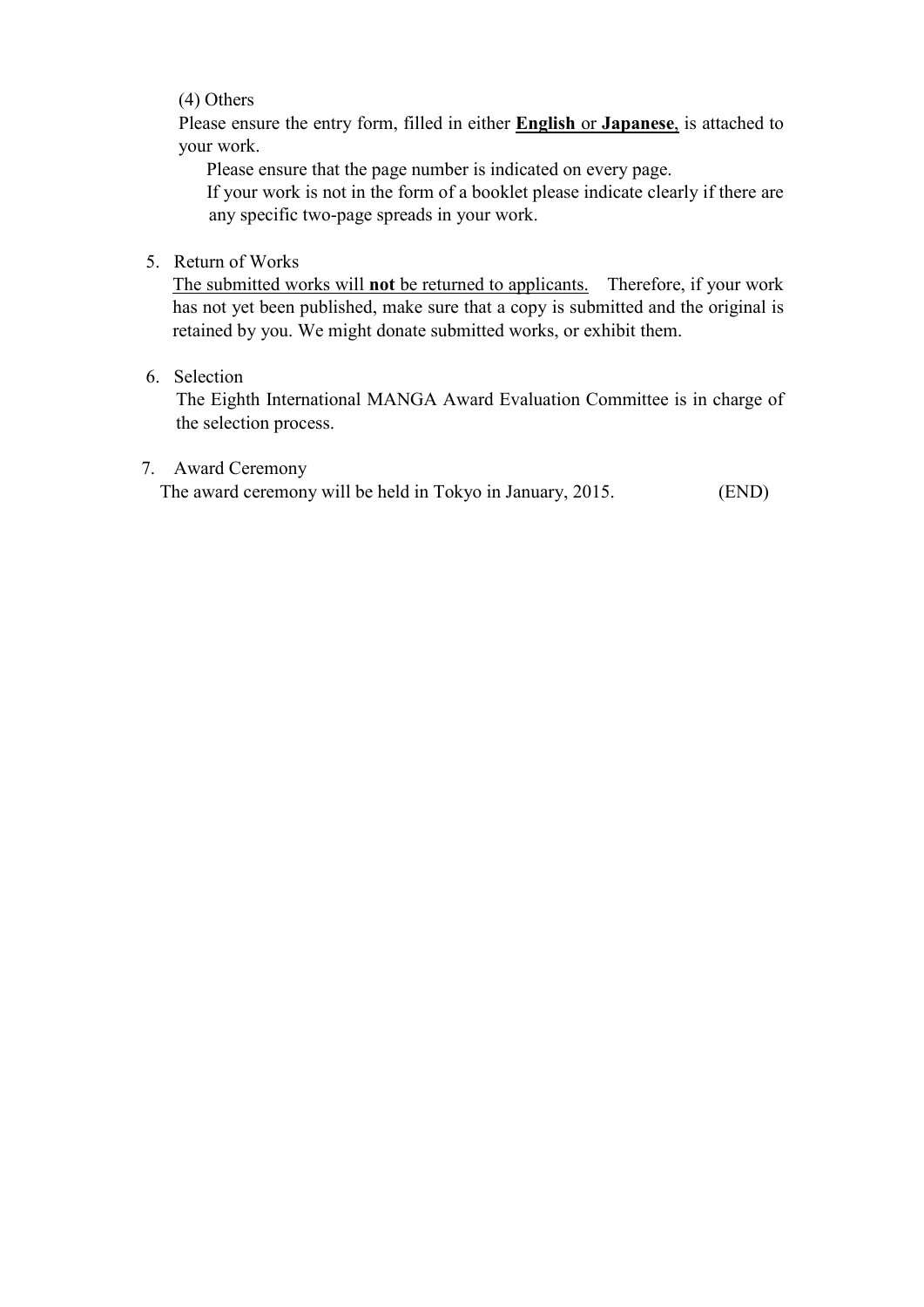(4) Others

Please ensure the entry form, filled in either **English** or **Japanese**, is attached to your work.

Please ensure that the page number is indicated on every page.

If your work is not in the form of a booklet please indicate clearly if there are any specific two-page spreads in your work.

5. Return of Works

   The submitted works will **not** be returned to applicants. Therefore, if your work has not yet been published, make sure that a copy is submitted and the original is retained by you. We might donate submitted works, or exhibit them.

6. Selection

   The Eighth International MANGA Award Evaluation Committee is in charge of the selection process.

7. Award Ceremony

   The award ceremony will be held in Tokyo in January, 2015. (END)